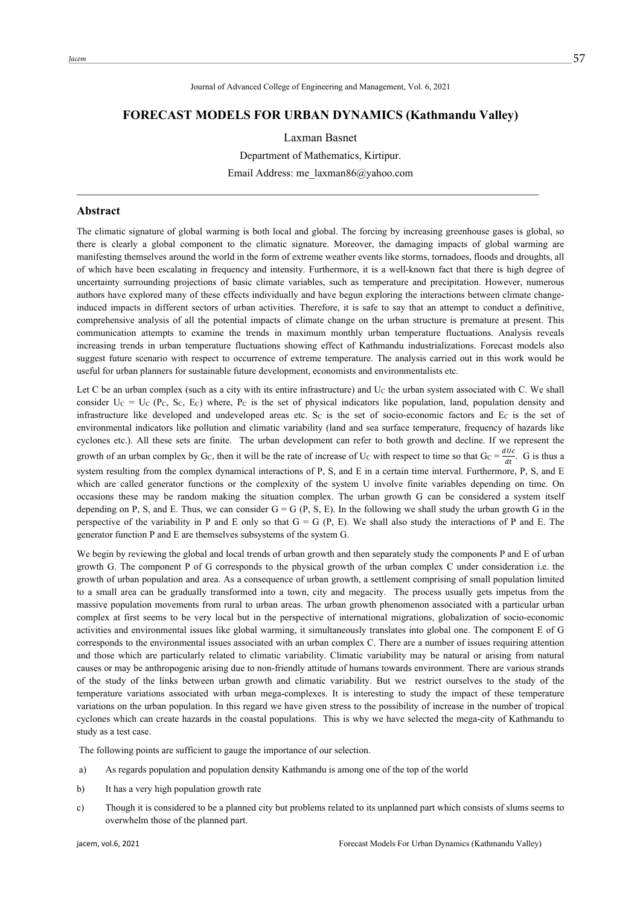Journal of Advanced College of Engineering and Management, Vol. 6, 2021

# FORECAST MODELS FOR URBAN DYNAMICS (Kathmandu Valley)

Laxman Basnet

Department of Mathematics, Kirtipur.

Email Address: me_laxman86@yahoo.com

## Abstract

The climatic signature of global warming is both local and global. The forcing by increasing greenhouse gases is global, so there is clearly a global component to the climatic signature. Moreover, the damaging impacts of global warming are manifesting themselves around the world in the form of extreme weather events like storms, tornadoes, floods and droughts, all of which have been escalating in frequency and intensity. Furthermore, it is a well-known fact that there is high degree of uncertainty surrounding projections of basic climate variables, such as temperature and precipitation. However, numerous authors have explored many of these effects individually and have begun exploring the interactions between climate change-induced impacts in different sectors of urban activities. Therefore, it is safe to say that an attempt to conduct a definitive, comprehensive analysis of all the potential impacts of climate change on the urban structure is premature at present. This communication attempts to examine the trends in maximum monthly urban temperature fluctuations. Analysis reveals increasing trends in urban temperature fluctuations showing effect of Kathmandu industrializations. Forecast models also suggest future scenario with respect to occurrence of extreme temperature. The analysis carried out in this work would be useful for urban planners for sustainable future development, economists and environmentalists etc.

Let C be an urban complex (such as a city with its entire infrastructure) and $U_C$ the urban system associated with C. We shall consider $U_C = U_C$ ($P_C$, $S_C$, $E_C$) where, $P_C$ is the set of physical indicators like population, land, population density and infrastructure like developed and undeveloped areas etc. $S_C$ is the set of socio-economic factors and $E_C$ is the set of environmental indicators like pollution and climatic variability (land and sea surface temperature, frequency of hazards like cyclones etc.). All these sets are finite. The urban development can refer to both growth and decline. If we represent the growth of an urban complex by $G_C$, then it will be the rate of increase of $U_C$ with respect to time so that $G_C = \frac{dU_C}{dt}$. G is thus a system resulting from the complex dynamical interactions of P, S, and E in a certain time interval. Furthermore, P, S, and E which are called generator functions or the complexity of the system U involve finite variables depending on time. On occasions these may be random making the situation complex. The urban growth G can be considered a system itself depending on P, S, and E. Thus, we can consider G = G (P, S, E). In the following we shall study the urban growth G in the perspective of the variability in P and E only so that G = G (P, E). We shall also study the interactions of P and E. The generator function P and E are themselves subsystems of the system G.

We begin by reviewing the global and local trends of urban growth and then separately study the components P and E of urban growth G. The component P of G corresponds to the physical growth of the urban complex C under consideration i.e. the growth of urban population and area. As a consequence of urban growth, a settlement comprising of small population limited to a small area can be gradually transformed into a town, city and megacity. The process usually gets impetus from the massive population movements from rural to urban areas. The urban growth phenomenon associated with a particular urban complex at first seems to be very local but in the perspective of international migrations, globalization of socio-economic activities and environmental issues like global warming, it simultaneously translates into global one. The component E of G corresponds to the environmental issues associated with an urban complex C. There are a number of issues requiring attention and those which are particularly related to climatic variability. Climatic variability may be natural or arising from natural causes or may be anthropogenic arising due to non-friendly attitude of humans towards environment. There are various strands of the study of the links between urban growth and climatic variability. But we restrict ourselves to the study of the temperature variations associated with urban mega-complexes. It is interesting to study the impact of these temperature variations on the urban population. In this regard we have given stress to the possibility of increase in the number of tropical cyclones which can create hazards in the coastal populations. This is why we have selected the mega-city of Kathmandu to study as a test case.

The following points are sufficient to gauge the importance of our selection.

a) As regards population and population density Kathmandu is among one of the top of the world

b) It has a very high population growth rate

c) Though it is considered to be a planned city but problems related to its unplanned part which consists of slums seems to overwhelm those of the planned part.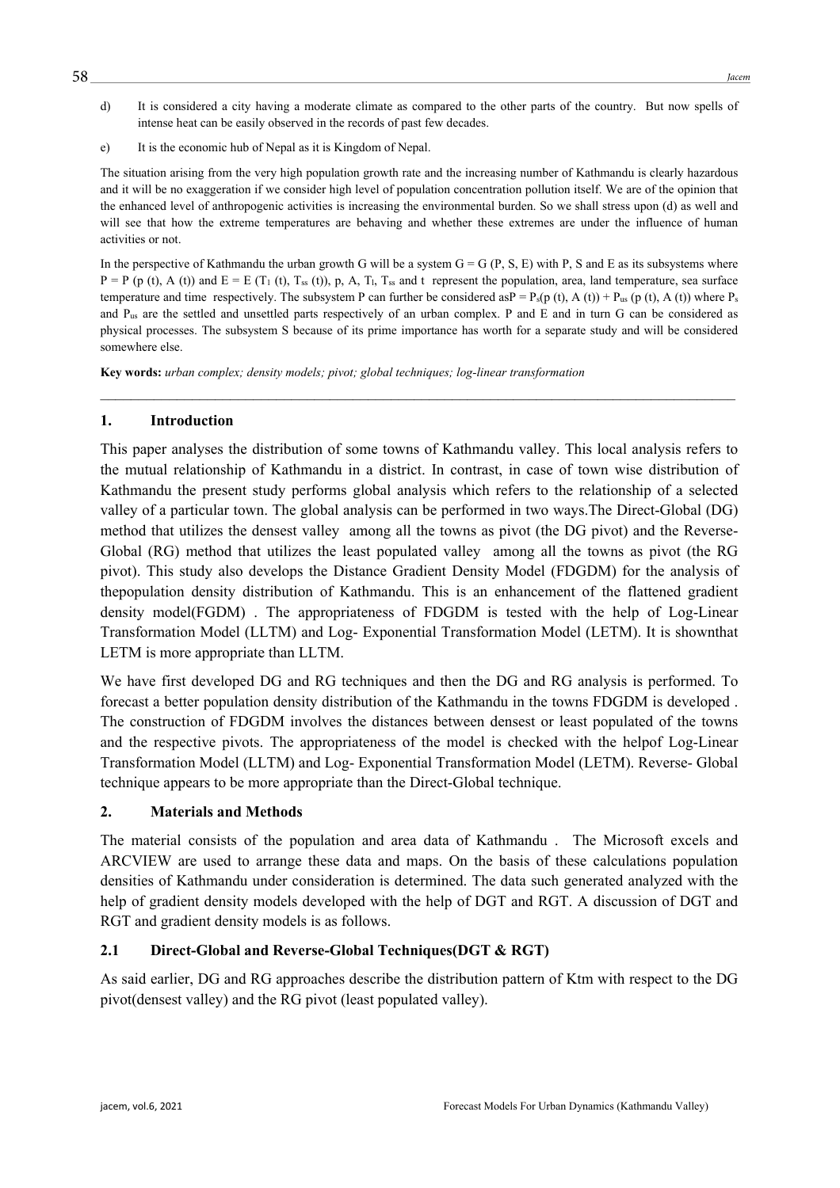d) It is considered a city having a moderate climate as compared to the other parts of the country. But now spells of intense heat can be easily observed in the records of past few decades.

e) It is the economic hub of Nepal as it is Kingdom of Nepal.

The situation arising from the very high population growth rate and the increasing number of Kathmandu is clearly hazardous and it will be no exaggeration if we consider high level of population concentration pollution itself. We are of the opinion that the enhanced level of anthropogenic activities is increasing the environmental burden. So we shall stress upon (d) as well and will see that how the extreme temperatures are behaving and whether these extremes are under the influence of human activities or not.

In the perspective of Kathmandu the urban growth G will be a system $G = G(P, S, E)$ with P, S and E as its subsystems where $P = P(p(t), A(t))$ and $E = E(T_l(t), T_{ss}(t))$, p, A, $T_l$, $T_{ss}$ and t represent the population, area, land temperature, sea surface temperature and time respectively. The subsystem P can further be considered as$P = P_s(p(t), A(t)) + P_{us}(p(t), A(t))$ where $P_s$ and $P_{us}$ are the settled and unsettled parts respectively of an urban complex. P and E and in turn G can be considered as physical processes. The subsystem S because of its prime importance has worth for a separate study and will be considered somewhere else.

**Key words:** *urban complex; density models; pivot; global techniques; log-linear transformation*

---

## 1. Introduction

This paper analyses the distribution of some towns of Kathmandu valley. This local analysis refers to the mutual relationship of Kathmandu in a district. In contrast, in case of town wise distribution of Kathmandu the present study performs global analysis which refers to the relationship of a selected valley of a particular town. The global analysis can be performed in two ways.The Direct-Global (DG) method that utilizes the densest valley among all the towns as pivot (the DG pivot) and the Reverse-Global (RG) method that utilizes the least populated valley among all the towns as pivot (the RG pivot). This study also develops the Distance Gradient Density Model (FDGDM) for the analysis of thepopulation density distribution of Kathmandu. This is an enhancement of the flattened gradient density model(FGDM) . The appropriateness of FDGDM is tested with the help of Log-Linear Transformation Model (LLTM) and Log- Exponential Transformation Model (LETM). It is shownthat LETM is more appropriate than LLTM.

We have first developed DG and RG techniques and then the DG and RG analysis is performed. To forecast a better population density distribution of the Kathmandu in the towns FDGDM is developed . The construction of FDGDM involves the distances between densest or least populated of the towns and the respective pivots. The appropriateness of the model is checked with the helpof Log-Linear Transformation Model (LLTM) and Log- Exponential Transformation Model (LETM). Reverse- Global technique appears to be more appropriate than the Direct-Global technique.

## 2. Materials and Methods

The material consists of the population and area data of Kathmandu . The Microsoft excels and ARCVIEW are used to arrange these data and maps. On the basis of these calculations population densities of Kathmandu under consideration is determined. The data such generated analyzed with the help of gradient density models developed with the help of DGT and RGT. A discussion of DGT and RGT and gradient density models is as follows.

### 2.1 Direct-Global and Reverse-Global Techniques(DGT & RGT)

As said earlier, DG and RG approaches describe the distribution pattern of Ktm with respect to the DG pivot(densest valley) and the RG pivot (least populated valley).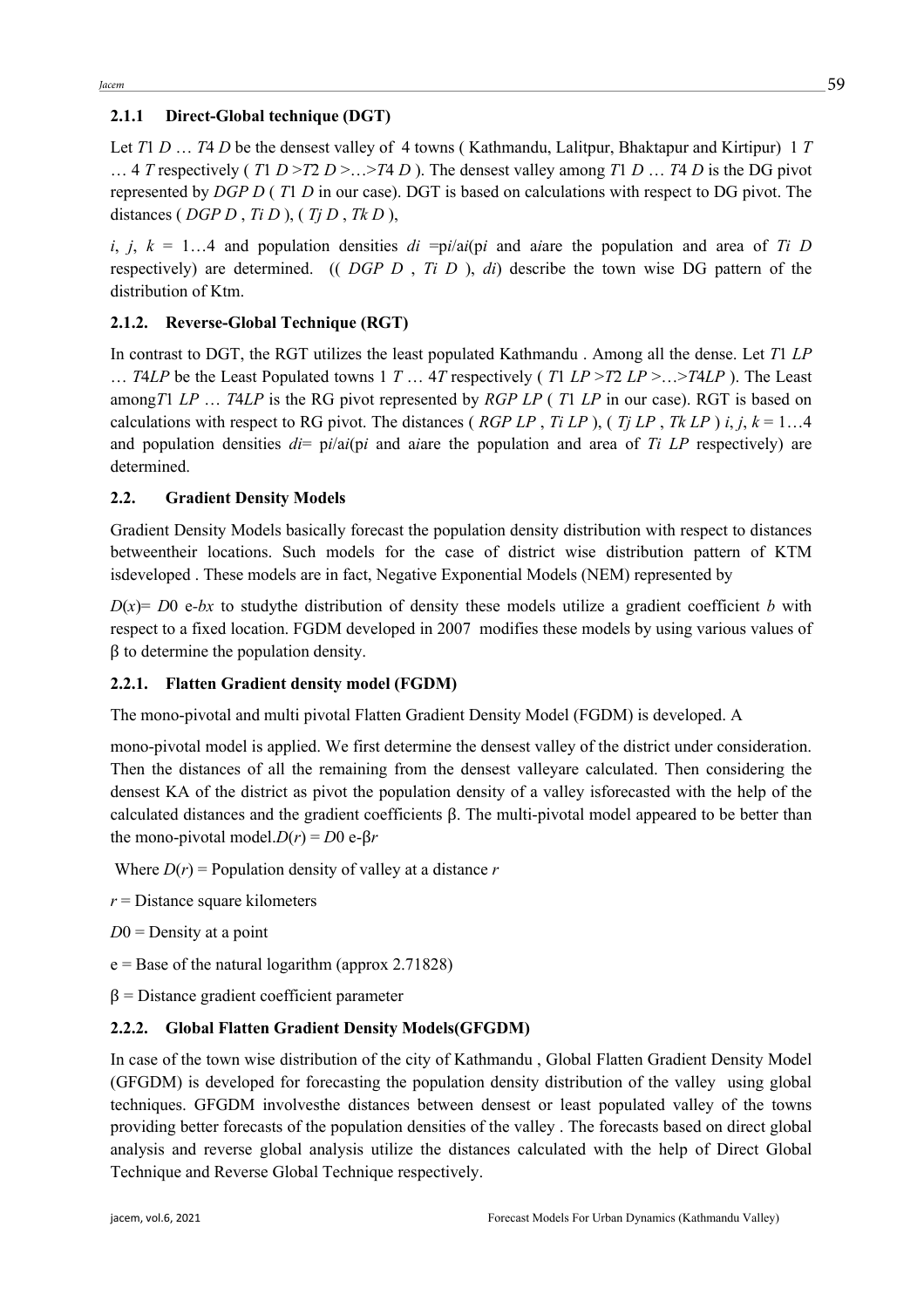### 2.1.1 Direct-Global technique (DGT)

Let $T1\ D \ldots T4\ D$ be the densest valley of 4 towns ( Kathmandu, Lalitpur, Bhaktapur and Kirtipur) $1\ T \ldots 4\ T$ respectively ( $T1\ D > T2\ D > \ldots > T4\ D$ ). The densest valley among $T1\ D \ldots T4\ D$ is the DG pivot represented by $DGP\ D$ ( $T1\ D$ in our case). DGT is based on calculations with respect to DG pivot. The distances ( $DGP\ D$ , $Ti\ D$ ), ( $Tj\ D$ , $Tk\ D$ ),

$i$, $j$, $k$ = 1…4 and population densities $d_i = p_i/a_i$($p_i$ and $a_i$are the population and area of $Ti\ D$ respectively) are determined. (( $DGP\ D$ , $Ti\ D$ ), $d_i$) describe the town wise DG pattern of the distribution of Ktm.

### 2.1.2. Reverse-Global Technique (RGT)

In contrast to DGT, the RGT utilizes the least populated Kathmandu . Among all the dense. Let $T1\ LP \ldots T4LP$ be the Least Populated towns $1\ T \ldots 4T$ respectively ( $T1\ LP > T2\ LP > \ldots > T4LP$ ). The Least among$T1\ LP \ldots T4LP$ is the RG pivot represented by $RGP\ LP$ ( $T1\ LP$ in our case). RGT is based on calculations with respect to RG pivot. The distances ( $RGP\ LP$ , $Ti\ LP$ ), ( $Tj\ LP$ , $Tk\ LP$ ) $i$, $j$, $k$ = 1…4 and population densities $d_i = p_i/a_i$($p_i$ and $a_i$are the population and area of $Ti\ LP$ respectively) are determined.

## 2.2. Gradient Density Models

Gradient Density Models basically forecast the population density distribution with respect to distances betweentheir locations. Such models for the case of district wise distribution pattern of KTM isdeveloped . These models are in fact, Negative Exponential Models (NEM) represented by

$D(x) = D_0\ e^{-bx}$ to studythe distribution of density these models utilize a gradient coefficient $b$ with respect to a fixed location. FGDM developed in 2007 modifies these models by using various values of β to determine the population density.

### 2.2.1. Flatten Gradient density model (FGDM)

The mono-pivotal and multi pivotal Flatten Gradient Density Model (FGDM) is developed. A

mono-pivotal model is applied. We first determine the densest valley of the district under consideration. Then the distances of all the remaining from the densest valleyare calculated. Then considering the densest KA of the district as pivot the population density of a valley isforecasted with the help of the calculated distances and the gradient coefficients β. The multi-pivotal model appeared to be better than the mono-pivotal model.$D(r) = D_0\ e^{-\beta r}$

Where $D(r)$ = Population density of valley at a distance $r$

$r$ = Distance square kilometers

$D_0$ = Density at a point

e = Base of the natural logarithm (approx 2.71828)

β = Distance gradient coefficient parameter

### 2.2.2. Global Flatten Gradient Density Models(GFGDM)

In case of the town wise distribution of the city of Kathmandu , Global Flatten Gradient Density Model (GFGDM) is developed for forecasting the population density distribution of the valley using global techniques. GFGDM involvesthe distances between densest or least populated valley of the towns providing better forecasts of the population densities of the valley . The forecasts based on direct global analysis and reverse global analysis utilize the distances calculated with the help of Direct Global Technique and Reverse Global Technique respectively.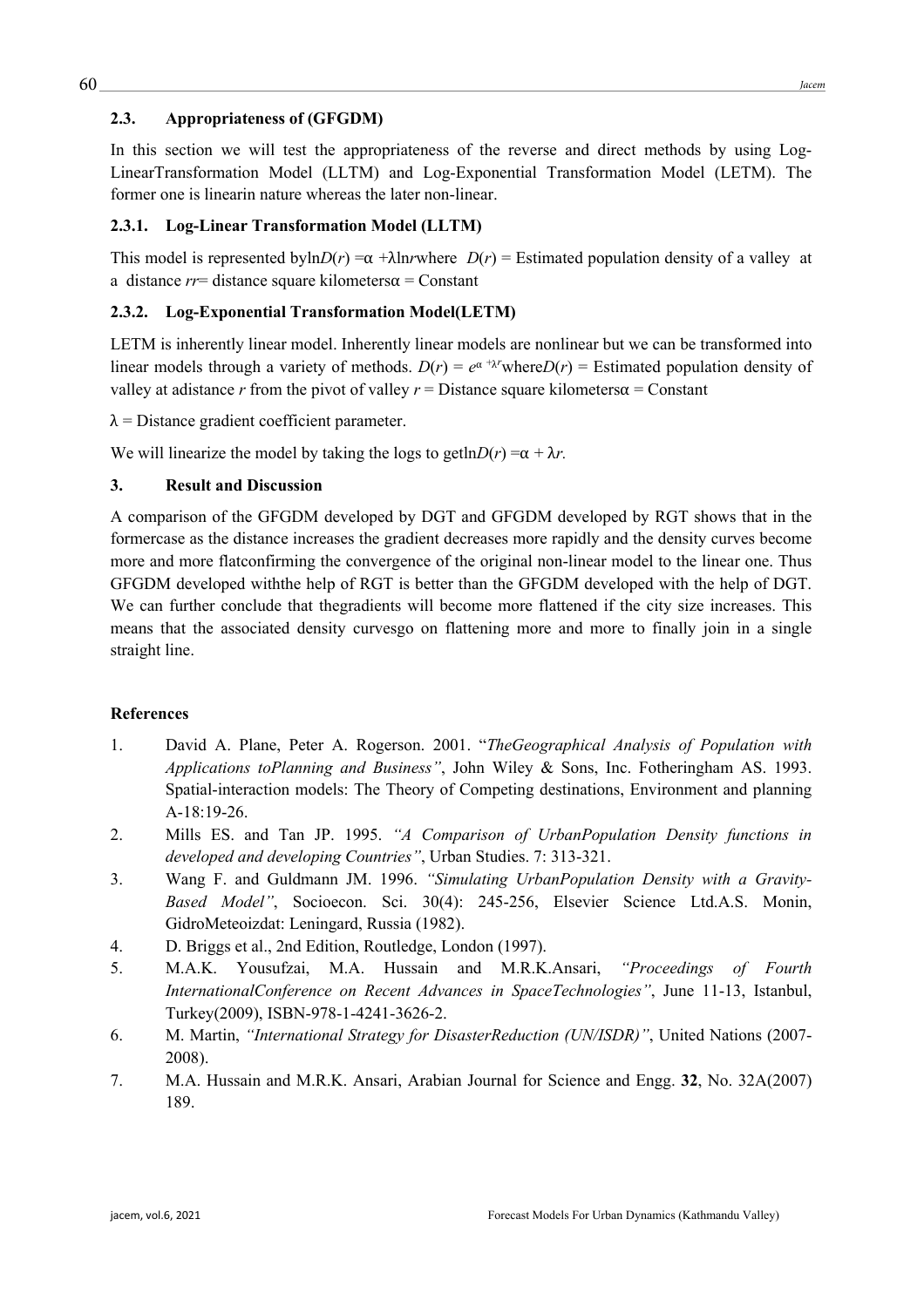### 2.3. Appropriateness of (GFGDM)

In this section we will test the appropriateness of the reverse and direct methods by using Log-LinearTransformation Model (LLTM) and Log-Exponential Transformation Model (LETM). The former one is linearin nature whereas the later non-linear.

#### 2.3.1. Log-Linear Transformation Model (LLTM)

This model is represented by$\ln D(r) = \alpha + \lambda \ln r$where $D(r)$ = Estimated population density of a valley at a distance $rr$= distance square kilometers$\alpha$ = Constant

#### 2.3.2. Log-Exponential Transformation Model(LETM)

LETM is inherently linear model. Inherently linear models are nonlinear but we can be transformed into linear models through a variety of methods. $D(r) = e^{\alpha + \lambda r}$where$D(r)$ = Estimated population density of valley at adistance $r$ from the pivot of valley $r$ = Distance square kilometers$\alpha$ = Constant

$\lambda$ = Distance gradient coefficient parameter.

We will linearize the model by taking the logs to get$\ln D(r) = \alpha + \lambda r$.

## 3. Result and Discussion

A comparison of the GFGDM developed by DGT and GFGDM developed by RGT shows that in the formercase as the distance increases the gradient decreases more rapidly and the density curves become more and more flatconfirming the convergence of the original non-linear model to the linear one. Thus GFGDM developed withthe help of RGT is better than the GFGDM developed with the help of DGT. We can further conclude that thegradients will become more flattened if the city size increases. This means that the associated density curvesgo on flattening more and more to finally join in a single straight line.

## References

1. David A. Plane, Peter A. Rogerson. 2001. "*TheGeographical Analysis of Population with Applications toPlanning and Business"*, John Wiley & Sons, Inc. Fotheringham AS. 1993. Spatial-interaction models: The Theory of Competing destinations, Environment and planning A-18:19-26.
2. Mills ES. and Tan JP. 1995. *"A Comparison of UrbanPopulation Density functions in developed and developing Countries"*, Urban Studies. 7: 313-321.
3. Wang F. and Guldmann JM. 1996. *"Simulating UrbanPopulation Density with a Gravity-Based Model"*, Socioecon. Sci. 30(4): 245-256, Elsevier Science Ltd.A.S. Monin, GidroMeteoizdat: Leningard, Russia (1982).
4. D. Briggs et al., 2nd Edition, Routledge, London (1997).
5. M.A.K. Yousufzai, M.A. Hussain and M.R.K.Ansari, *"Proceedings of Fourth InternationalConference on Recent Advances in SpaceTechnologies"*, June 11-13, Istanbul, Turkey(2009), ISBN-978-1-4241-3626-2.
6. M. Martin, *"International Strategy for DisasterReduction (UN/ISDR)"*, United Nations (2007-2008).
7. M.A. Hussain and M.R.K. Ansari, Arabian Journal for Science and Engg. **32**, No. 32A(2007) 189.